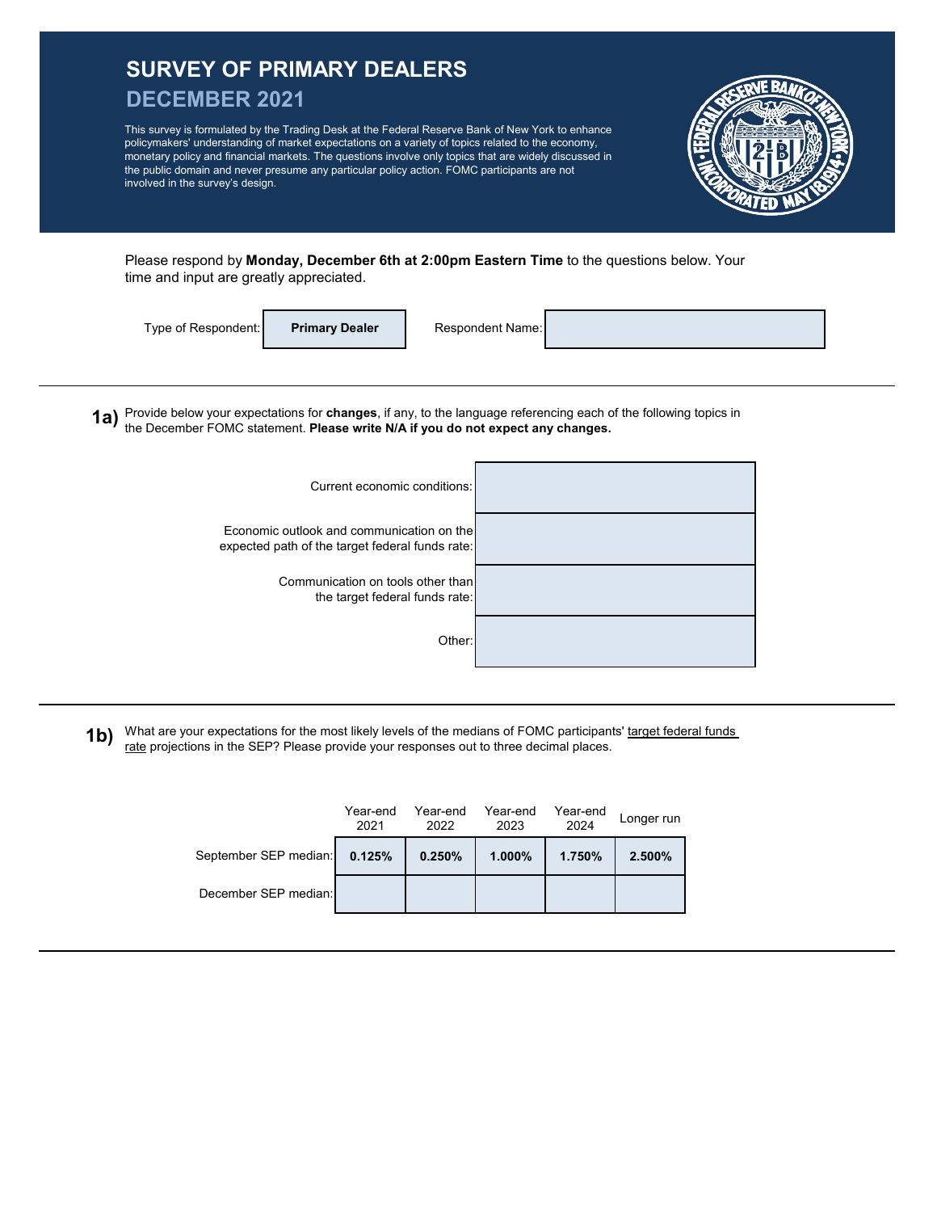# SURVEY OF PRIMARY DEALERS

## DECEMBER 2021

This survey is formulated by the Trading Desk at the Federal Reserve Bank of New York to enhance policymakers' understanding of market expectations on a variety of topics related to the economy, monetary policy and financial markets. The questions involve only topics that are widely discussed in the public domain and never presume any particular policy action. FOMC participants are not involved in the survey's design.

Please respond by **Monday, December 6th at 2:00pm Eastern Time** to the questions below. Your time and input are greatly appreciated.

| Type of Respondent: | **Primary Dealer** | Respondent Name: | |
|---|---|---|---|

---

**1a)** Provide below your expectations for **changes**, if any, to the language referencing each of the following topics in the December FOMC statement. **Please write N/A if you do not expect any changes.**

| | |
|---|---|
| Current economic conditions: | |
| Economic outlook and communication on the expected path of the target federal funds rate: | |
| Communication on tools other than the target federal funds rate: | |
| Other: | |

---

**1b)** What are your expectations for the most likely levels of the medians of FOMC participants' target federal funds rate projections in the SEP? Please provide your responses out to three decimal places.

| | Year-end 2021 | Year-end 2022 | Year-end 2023 | Year-end 2024 | Longer run |
|---|---|---|---|---|---|
| September SEP median: | **0.125%** | **0.250%** | **1.000%** | **1.750%** | **2.500%** |
| December SEP median: | | | | | |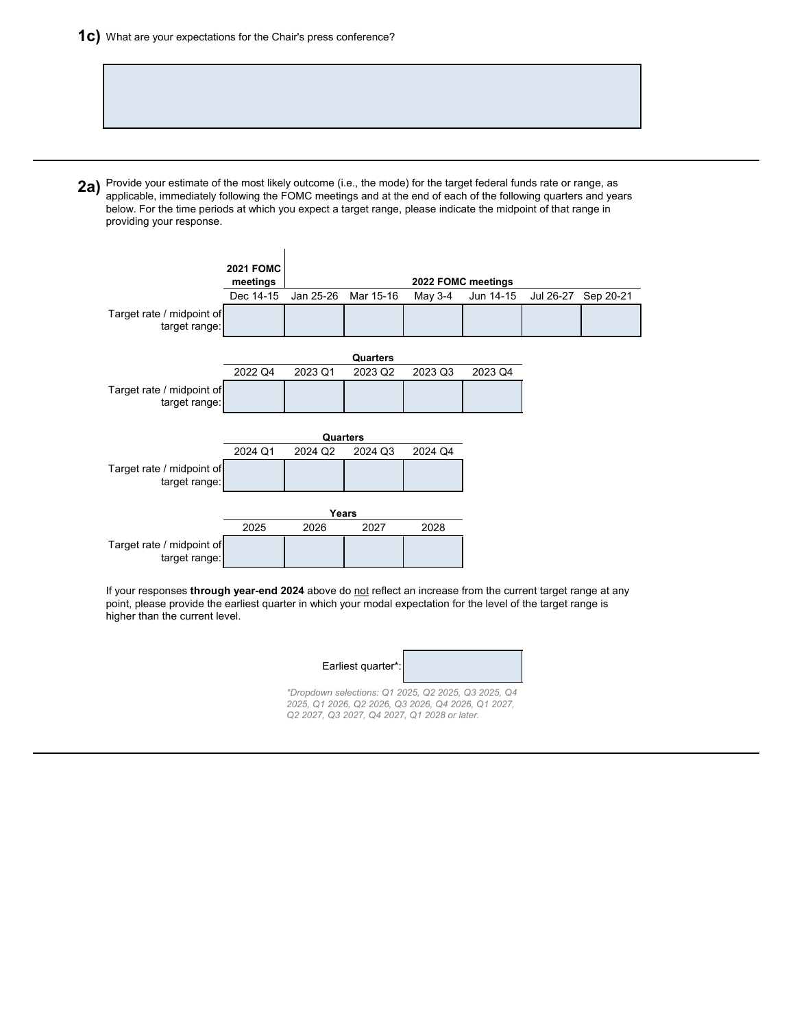**1c)** What are your expectations for the Chair's press conference?

| |
|---|
| |

---

**2a)** Provide your estimate of the most likely outcome (i.e., the mode) for the target federal funds rate or range, as applicable, immediately following the FOMC meetings and at the end of each of the following quarters and years below. For the time periods at which you expect a target range, please indicate the midpoint of that range in providing your response.

| | **2021 FOMC meetings** | **2022 FOMC meetings** | | | | | |
|---|---|---|---|---|---|---|---|
| | Dec 14-15 | Jan 25-26 | Mar 15-16 | May 3-4 | Jun 14-15 | Jul 26-27 | Sep 20-21 |
| Target rate / midpoint of target range: | | | | | | | |

| | **Quarters** | | | | |
|---|---|---|---|---|---|
| | 2022 Q4 | 2023 Q1 | 2023 Q2 | 2023 Q3 | 2023 Q4 |
| Target rate / midpoint of target range: | | | | | |

| | **Quarters** | | | |
|---|---|---|---|---|
| | 2024 Q1 | 2024 Q2 | 2024 Q3 | 2024 Q4 |
| Target rate / midpoint of target range: | | | | |

| | **Years** | | | |
|---|---|---|---|---|
| | 2025 | 2026 | 2027 | 2028 |
| Target rate / midpoint of target range: | | | | |

If your responses **through year-end 2024** above do not reflect an increase from the current target range at any point, please provide the earliest quarter in which your modal expectation for the level of the target range is higher than the current level.

| Earliest quarter*: | |
|---|---|

*\*Dropdown selections: Q1 2025, Q2 2025, Q3 2025, Q4 2025, Q1 2026, Q2 2026, Q3 2026, Q4 2026, Q1 2027, Q2 2027, Q3 2027, Q4 2027, Q1 2028 or later.*

---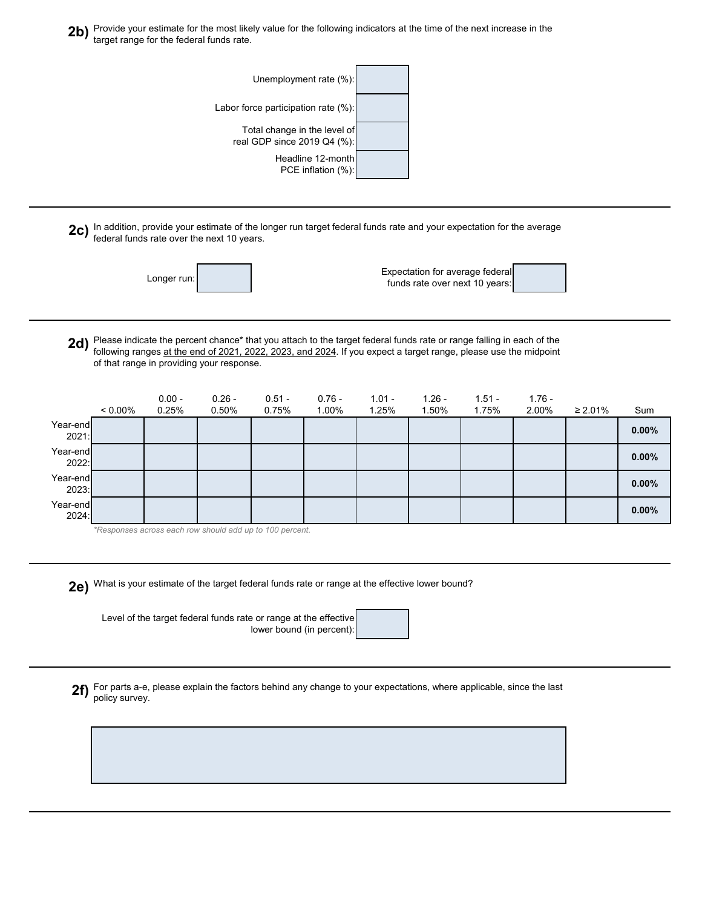**2b)** Provide your estimate for the most likely value for the following indicators at the time of the next increase in the target range for the federal funds rate.

| | |
|---|---|
| Unemployment rate (%): | |
| Labor force participation rate (%): | |
| Total change in the level of real GDP since 2019 Q4 (%): | |
| Headline 12-month PCE inflation (%): | |

---

**2c)** In addition, provide your estimate of the longer run target federal funds rate and your expectation for the average federal funds rate over the next 10 years.

| | | | |
|---|---|---|---|
| Longer run: | | Expectation for average federal funds rate over next 10 years: | |

---

**2d)** Please indicate the percent chance* that you attach to the target federal funds rate or range falling in each of the following ranges at the end of 2021, 2022, 2023, and 2024. If you expect a target range, please use the midpoint of that range in providing your response.

| | < 0.00% | 0.00 - 0.25% | 0.26 - 0.50% | 0.51 - 0.75% | 0.76 - 1.00% | 1.01 - 1.25% | 1.26 - 1.50% | 1.51 - 1.75% | 1.76 - 2.00% | ≥ 2.01% | Sum |
|---|---|---|---|---|---|---|---|---|---|---|---|
| Year-end 2021: | | | | | | | | | | | **0.00%** |
| Year-end 2022: | | | | | | | | | | | **0.00%** |
| Year-end 2023: | | | | | | | | | | | **0.00%** |
| Year-end 2024: | | | | | | | | | | | **0.00%** |

*\*Responses across each row should add up to 100 percent.*

---

**2e)** What is your estimate of the target federal funds rate or range at the effective lower bound?

| | |
|---|---|
| Level of the target federal funds rate or range at the effective lower bound (in percent): | |

---

**2f)** For parts a-e, please explain the factors behind any change to your expectations, where applicable, since the last policy survey.

---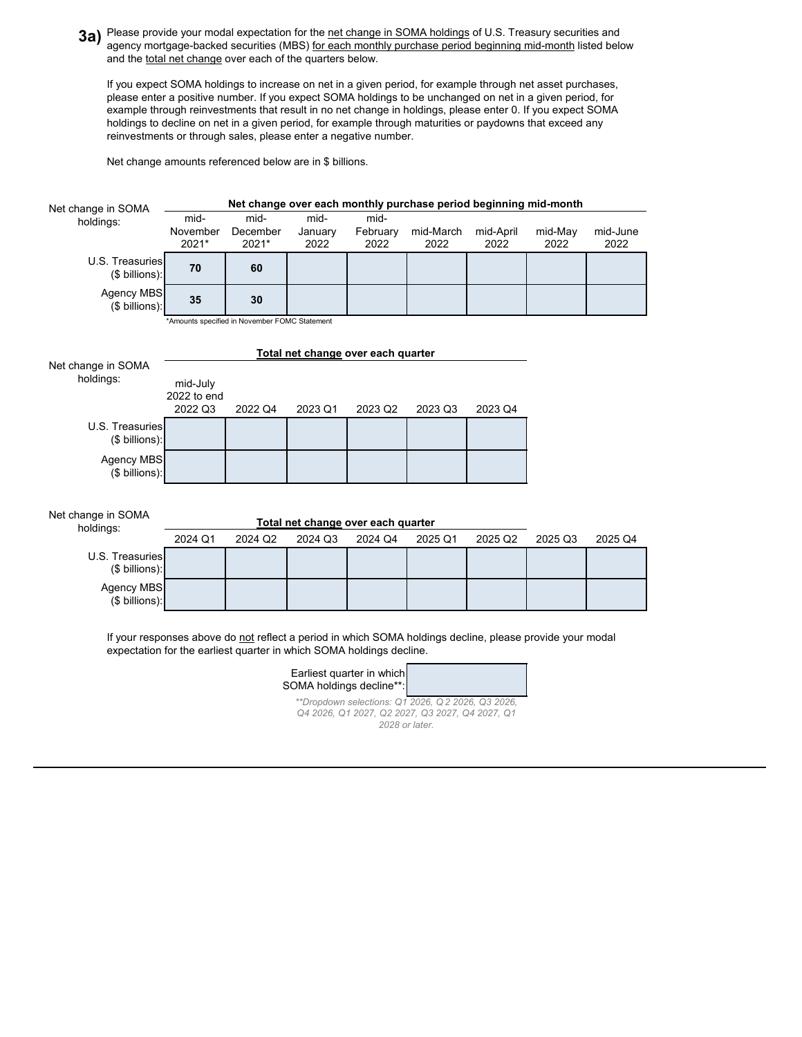**3a)** Please provide your modal expectation for the net change in SOMA holdings of U.S. Treasury securities and agency mortgage-backed securities (MBS) for each monthly purchase period beginning mid-month listed below and the total net change over each of the quarters below.

If you expect SOMA holdings to increase on net in a given period, for example through net asset purchases, please enter a positive number. If you expect SOMA holdings to be unchanged on net in a given period, for example through reinvestments that result in no net change in holdings, please enter 0. If you expect SOMA holdings to decline on net in a given period, for example through maturities or paydowns that exceed any reinvestments or through sales, please enter a negative number.

Net change amounts referenced below are in $ billions.

| Net change in SOMA holdings: | Net change over each monthly purchase period beginning mid-month | | | | | | | |
|---|---|---|---|---|---|---|---|---|
| | mid-November 2021* | mid-December 2021* | mid-January 2022 | mid-February 2022 | mid-March 2022 | mid-April 2022 | mid-May 2022 | mid-June 2022 |
| U.S. Treasuries ($ billions): | **70** | **60** | | | | | | |
| Agency MBS ($ billions): | **35** | **30** | | | | | | |

*Amounts specified in November FOMC Statement

| Net change in SOMA holdings: | Total net change over each quarter | | | | | |
|---|---|---|---|---|---|---|
| | mid-July 2022 to end 2022 Q3 | 2022 Q4 | 2023 Q1 | 2023 Q2 | 2023 Q3 | 2023 Q4 |
| U.S. Treasuries ($ billions): | | | | | | |
| Agency MBS ($ billions): | | | | | | |

| Net change in SOMA holdings: | Total net change over each quarter | | | | | | | |
|---|---|---|---|---|---|---|---|---|
| | 2024 Q1 | 2024 Q2 | 2024 Q3 | 2024 Q4 | 2025 Q1 | 2025 Q2 | 2025 Q3 | 2025 Q4 |
| U.S. Treasuries ($ billions): | | | | | | | | |
| Agency MBS ($ billions): | | | | | | | | |

If your responses above do not reflect a period in which SOMA holdings decline, please provide your modal expectation for the earliest quarter in which SOMA holdings decline.

| Earliest quarter in which SOMA holdings decline**: | |
|---|---|

*\*\*Dropdown selections: Q1 2026, Q2 2026, Q3 2026, Q4 2026, Q1 2027, Q2 2027, Q3 2027, Q4 2027, Q1 2028 or later.*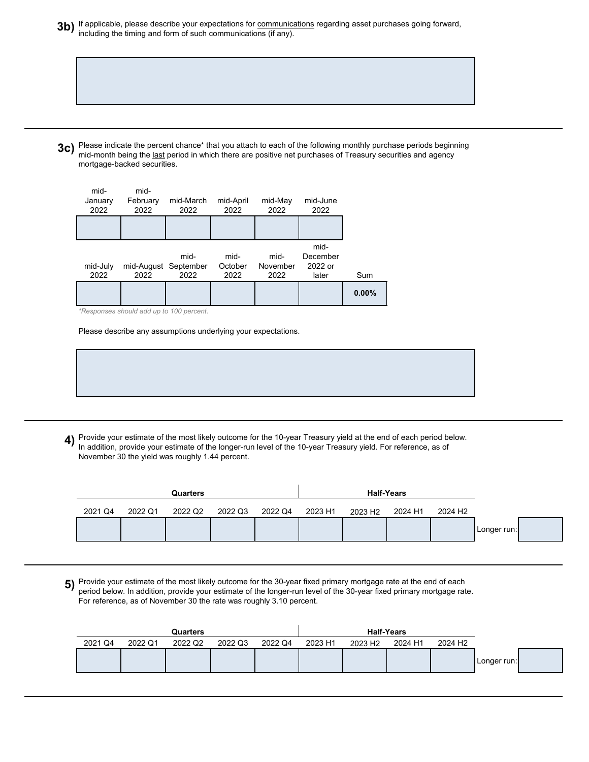**3b)** If applicable, please describe your expectations for communications regarding asset purchases going forward, including the timing and form of such communications (if any).

| |
|---|
| |

---

**3c)** Please indicate the percent chance* that you attach to each of the following monthly purchase periods beginning mid-month being the last period in which there are positive net purchases of Treasury securities and agency mortgage-backed securities.

| mid-January 2022 | mid-February 2022 | mid-March 2022 | mid-April 2022 | mid-May 2022 | mid-June 2022 |
|---|---|---|---|---|---|
| | | | | | |

| mid-July 2022 | mid-August 2022 | mid-September 2022 | mid-October 2022 | mid-November 2022 | mid-December 2022 or later | Sum |
|---|---|---|---|---|---|---|
| | | | | | | **0.00%** |

*\*Responses should add up to 100 percent.*

Please describe any assumptions underlying your expectations.

| |
|---|
| |

---

**4)** Provide your estimate of the most likely outcome for the 10-year Treasury yield at the end of each period below. In addition, provide your estimate of the longer-run level of the 10-year Treasury yield. For reference, as of November 30 the yield was roughly 1.44 percent.

| **Quarters** | | | | | **Half-Years** | | | | |
|---|---|---|---|---|---|---|---|---|---|
| 2021 Q4 | 2022 Q1 | 2022 Q2 | 2022 Q3 | 2022 Q4 | 2023 H1 | 2023 H2 | 2024 H1 | 2024 H2 | Longer run: |
| | | | | | | | | | |

---

**5)** Provide your estimate of the most likely outcome for the 30-year fixed primary mortgage rate at the end of each period below. In addition, provide your estimate of the longer-run level of the 30-year fixed primary mortgage rate. For reference, as of November 30 the rate was roughly 3.10 percent.

| **Quarters** | | | | | **Half-Years** | | | | |
|---|---|---|---|---|---|---|---|---|---|
| 2021 Q4 | 2022 Q1 | 2022 Q2 | 2022 Q3 | 2022 Q4 | 2023 H1 | 2023 H2 | 2024 H1 | 2024 H2 | Longer run: |
| | | | | | | | | | |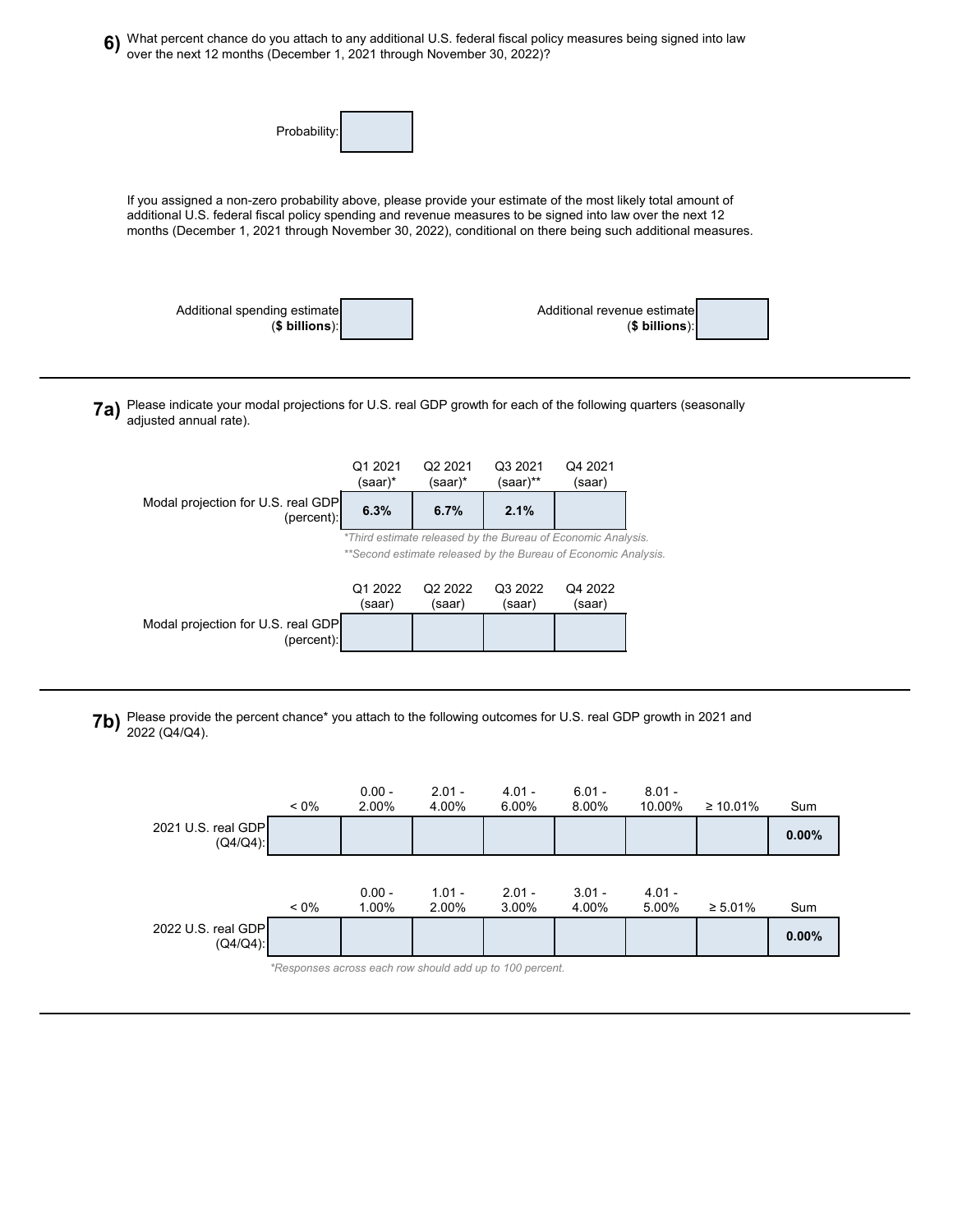**6)** What percent chance do you attach to any additional U.S. federal fiscal policy measures being signed into law over the next 12 months (December 1, 2021 through November 30, 2022)?

| Probability: | |
|---|---|

If you assigned a non-zero probability above, please provide your estimate of the most likely total amount of additional U.S. federal fiscal policy spending and revenue measures to be signed into law over the next 12 months (December 1, 2021 through November 30, 2022), conditional on there being such additional measures.

| Additional spending estimate (**$ billions**): | | Additional revenue estimate (**$ billions**): | |
|---|---|---|---|

---

**7a)** Please indicate your modal projections for U.S. real GDP growth for each of the following quarters (seasonally adjusted annual rate).

| | Q1 2021 (saar)* | Q2 2021 (saar)* | Q3 2021 (saar)** | Q4 2021 (saar) |
|---|---|---|---|---|
| Modal projection for U.S. real GDP (percent): | **6.3%** | **6.7%** | **2.1%** | |

*\*Third estimate released by the Bureau of Economic Analysis.*
*\*\*Second estimate released by the Bureau of Economic Analysis.*

| | Q1 2022 (saar) | Q2 2022 (saar) | Q3 2022 (saar) | Q4 2022 (saar) |
|---|---|---|---|---|
| Modal projection for U.S. real GDP (percent): | | | | |

---

**7b)** Please provide the percent chance* you attach to the following outcomes for U.S. real GDP growth in 2021 and 2022 (Q4/Q4).

| | < 0% | 0.00 - 2.00% | 2.01 - 4.00% | 4.01 - 6.00% | 6.01 - 8.00% | 8.01 - 10.00% | ≥ 10.01% | Sum |
|---|---|---|---|---|---|---|---|---|
| 2021 U.S. real GDP (Q4/Q4): | | | | | | | | **0.00%** |

| | < 0% | 0.00 - 1.00% | 1.01 - 2.00% | 2.01 - 3.00% | 3.01 - 4.00% | 4.01 - 5.00% | ≥ 5.01% | Sum |
|---|---|---|---|---|---|---|---|---|
| 2022 U.S. real GDP (Q4/Q4): | | | | | | | | **0.00%** |

*\*Responses across each row should add up to 100 percent.*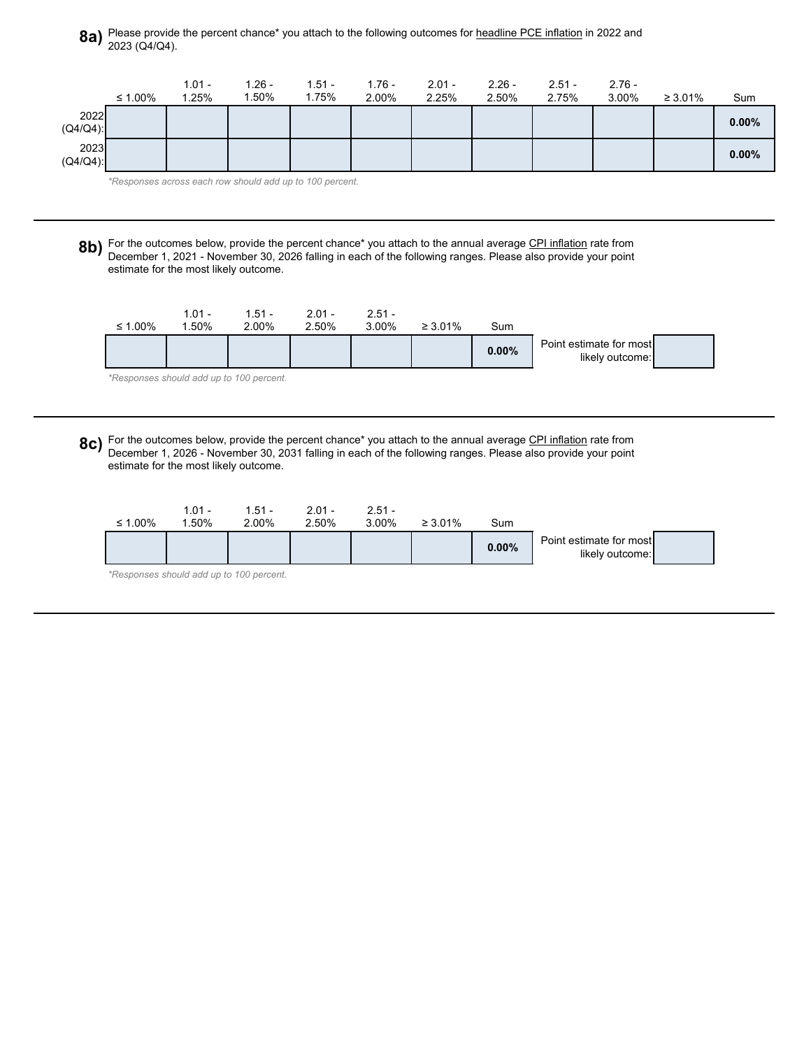**8a)** Please provide the percent chance* you attach to the following outcomes for headline PCE inflation in 2022 and 2023 (Q4/Q4).

| | ≤ 1.00% | 1.01 - 1.25% | 1.26 - 1.50% | 1.51 - 1.75% | 1.76 - 2.00% | 2.01 - 2.25% | 2.26 - 2.50% | 2.51 - 2.75% | 2.76 - 3.00% | ≥ 3.01% | Sum |
|---|---|---|---|---|---|---|---|---|---|---|---|
| 2022 (Q4/Q4): | | | | | | | | | | | **0.00%** |
| 2023 (Q4/Q4): | | | | | | | | | | | **0.00%** |

*\*Responses across each row should add up to 100 percent.*

---

**8b)** For the outcomes below, provide the percent chance* you attach to the annual average CPI inflation rate from December 1, 2021 - November 30, 2026 falling in each of the following ranges. Please also provide your point estimate for the most likely outcome.

| ≤ 1.00% | 1.01 - 1.50% | 1.51 - 2.00% | 2.01 - 2.50% | 2.51 - 3.00% | ≥ 3.01% | Sum | Point estimate for most likely outcome: | |
|---|---|---|---|---|---|---|---|---|
| | | | | | | **0.00%** | | |

*\*Responses should add up to 100 percent.*

---

**8c)** For the outcomes below, provide the percent chance* you attach to the annual average CPI inflation rate from December 1, 2026 - November 30, 2031 falling in each of the following ranges. Please also provide your point estimate for the most likely outcome.

| ≤ 1.00% | 1.01 - 1.50% | 1.51 - 2.00% | 2.01 - 2.50% | 2.51 - 3.00% | ≥ 3.01% | Sum | Point estimate for most likely outcome: | |
|---|---|---|---|---|---|---|---|---|
| | | | | | | **0.00%** | | |

*\*Responses should add up to 100 percent.*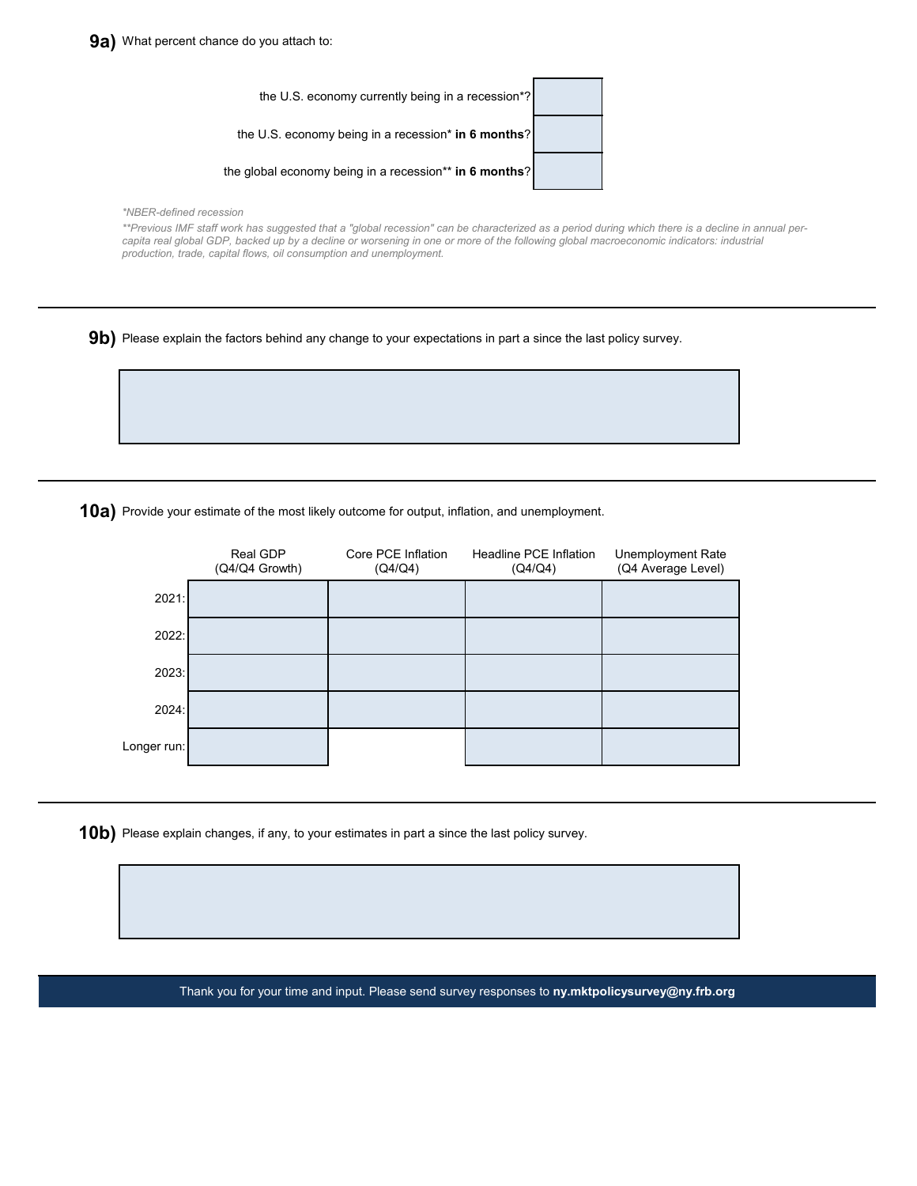**9a)** What percent chance do you attach to:

| | |
|---|---|
| the U.S. economy currently being in a recession*? | |
| the U.S. economy being in a recession* **in 6 months**? | |
| the global economy being in a recession** **in 6 months**? | |

*\*NBER-defined recession*

*\*\*Previous IMF staff work has suggested that a "global recession" can be characterized as a period during which there is a decline in annual per-capita real global GDP, backed up by a decline or worsening in one or more of the following global macroeconomic indicators: industrial production, trade, capital flows, oil consumption and unemployment.*

---

**9b)** Please explain the factors behind any change to your expectations in part a since the last policy survey.

---

**10a)** Provide your estimate of the most likely outcome for output, inflation, and unemployment.

| | Real GDP (Q4/Q4 Growth) | Core PCE Inflation (Q4/Q4) | Headline PCE Inflation (Q4/Q4) | Unemployment Rate (Q4 Average Level) |
|---|---|---|---|---|
| 2021: | | | | |
| 2022: | | | | |
| 2023: | | | | |
| 2024: | | | | |
| Longer run: | | | | |

---

**10b)** Please explain changes, if any, to your estimates in part a since the last policy survey.

---

Thank you for your time and input. Please send survey responses to **ny.mktpolicysurvey@ny.frb.org**